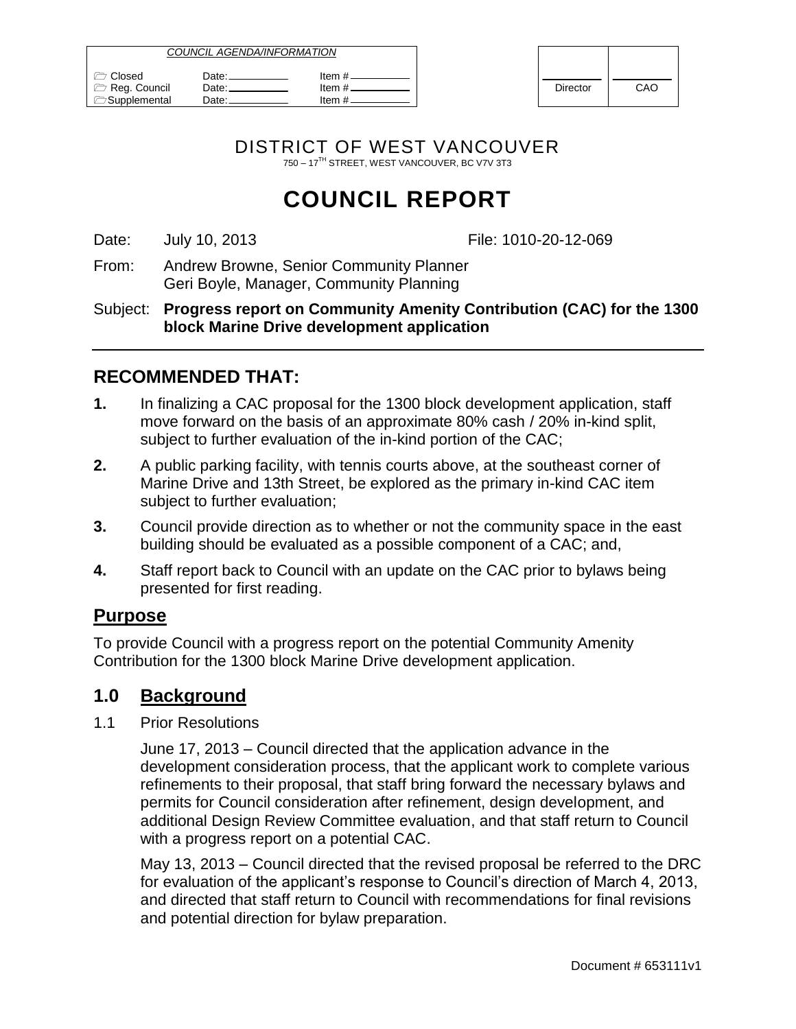| COUNCIL AGENDA/INFORMATION | | |
| --- | --- | --- |
| Closed | Date: | Item # |
| Reg. Council | Date: | Item # |
| Supplemental | Date: | Item # |

| Director | CAO |
| --- | --- |

DISTRICT OF WEST VANCOUVER

750 – 17TH STREET, WEST VANCOUVER, BC V7V 3T3

# COUNCIL REPORT

Date: July 10, 2013 File: 1010-20-12-069

From: Andrew Browne, Senior Community Planner
Geri Boyle, Manager, Community Planning

Subject: **Progress report on Community Amenity Contribution (CAC) for the 1300 block Marine Drive development application**

## RECOMMENDED THAT:

**1.** In finalizing a CAC proposal for the 1300 block development application, staff move forward on the basis of an approximate 80% cash / 20% in-kind split, subject to further evaluation of the in-kind portion of the CAC;

**2.** A public parking facility, with tennis courts above, at the southeast corner of Marine Drive and 13th Street, be explored as the primary in-kind CAC item subject to further evaluation;

**3.** Council provide direction as to whether or not the community space in the east building should be evaluated as a possible component of a CAC; and,

**4.** Staff report back to Council with an update on the CAC prior to bylaws being presented for first reading.

## Purpose

To provide Council with a progress report on the potential Community Amenity Contribution for the 1300 block Marine Drive development application.

## 1.0 Background

1.1 Prior Resolutions

June 17, 2013 – Council directed that the application advance in the development consideration process, that the applicant work to complete various refinements to their proposal, that staff bring forward the necessary bylaws and permits for Council consideration after refinement, design development, and additional Design Review Committee evaluation, and that staff return to Council with a progress report on a potential CAC.

May 13, 2013 – Council directed that the revised proposal be referred to the DRC for evaluation of the applicant's response to Council's direction of March 4, 2013, and directed that staff return to Council with recommendations for final revisions and potential direction for bylaw preparation.

Document # 653111v1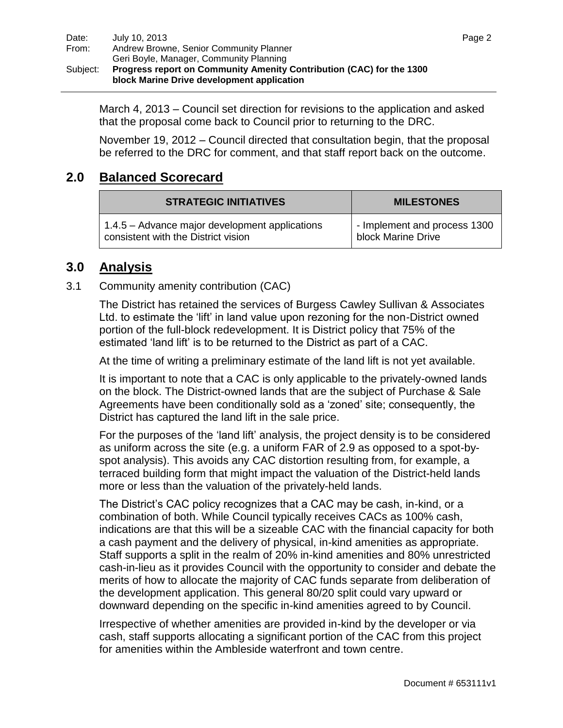March 4, 2013 – Council set direction for revisions to the application and asked that the proposal come back to Council prior to returning to the DRC.

November 19, 2012 – Council directed that consultation begin, that the proposal be referred to the DRC for comment, and that staff report back on the outcome.

## 2.0 Balanced Scorecard

| STRATEGIC INITIATIVES | MILESTONES |
|---|---|
| 1.4.5 – Advance major development applications consistent with the District vision | - Implement and process 1300 block Marine Drive |

## 3.0 Analysis

3.1 Community amenity contribution (CAC)

The District has retained the services of Burgess Cawley Sullivan & Associates Ltd. to estimate the 'lift' in land value upon rezoning for the non-District owned portion of the full-block redevelopment. It is District policy that 75% of the estimated 'land lift' is to be returned to the District as part of a CAC.

At the time of writing a preliminary estimate of the land lift is not yet available.

It is important to note that a CAC is only applicable to the privately-owned lands on the block. The District-owned lands that are the subject of Purchase & Sale Agreements have been conditionally sold as a 'zoned' site; consequently, the District has captured the land lift in the sale price.

For the purposes of the 'land lift' analysis, the project density is to be considered as uniform across the site (e.g. a uniform FAR of 2.9 as opposed to a spot-by-spot analysis). This avoids any CAC distortion resulting from, for example, a terraced building form that might impact the valuation of the District-held lands more or less than the valuation of the privately-held lands.

The District's CAC policy recognizes that a CAC may be cash, in-kind, or a combination of both. While Council typically receives CACs as 100% cash, indications are that this will be a sizeable CAC with the financial capacity for both a cash payment and the delivery of physical, in-kind amenities as appropriate. Staff supports a split in the realm of 20% in-kind amenities and 80% unrestricted cash-in-lieu as it provides Council with the opportunity to consider and debate the merits of how to allocate the majority of CAC funds separate from deliberation of the development application. This general 80/20 split could vary upward or downward depending on the specific in-kind amenities agreed to by Council.

Irrespective of whether amenities are provided in-kind by the developer or via cash, staff supports allocating a significant portion of the CAC from this project for amenities within the Ambleside waterfront and town centre.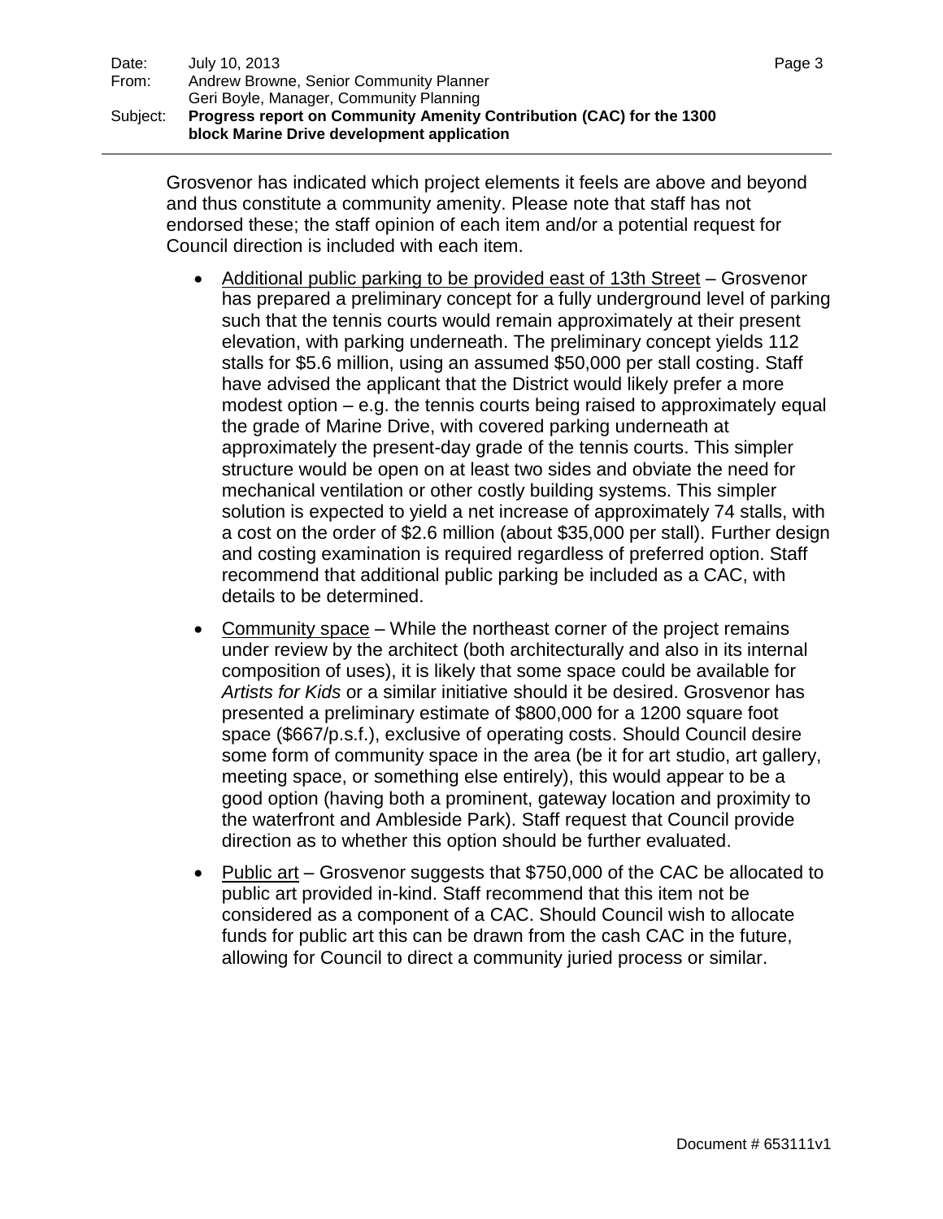Grosvenor has indicated which project elements it feels are above and beyond and thus constitute a community amenity. Please note that staff has not endorsed these; the staff opinion of each item and/or a potential request for Council direction is included with each item.

- <u>Additional public parking to be provided east of 13th Street</u> – Grosvenor has prepared a preliminary concept for a fully underground level of parking such that the tennis courts would remain approximately at their present elevation, with parking underneath. The preliminary concept yields 112 stalls for $5.6 million, using an assumed $50,000 per stall costing. Staff have advised the applicant that the District would likely prefer a more modest option – e.g. the tennis courts being raised to approximately equal the grade of Marine Drive, with covered parking underneath at approximately the present-day grade of the tennis courts. This simpler structure would be open on at least two sides and obviate the need for mechanical ventilation or other costly building systems. This simpler solution is expected to yield a net increase of approximately 74 stalls, with a cost on the order of $2.6 million (about $35,000 per stall). Further design and costing examination is required regardless of preferred option. Staff recommend that additional public parking be included as a CAC, with details to be determined.

- <u>Community space</u> – While the northeast corner of the project remains under review by the architect (both architecturally and also in its internal composition of uses), it is likely that some space could be available for *Artists for Kids* or a similar initiative should it be desired. Grosvenor has presented a preliminary estimate of $800,000 for a 1200 square foot space ($667/p.s.f.), exclusive of operating costs. Should Council desire some form of community space in the area (be it for art studio, art gallery, meeting space, or something else entirely), this would appear to be a good option (having both a prominent, gateway location and proximity to the waterfront and Ambleside Park). Staff request that Council provide direction as to whether this option should be further evaluated.

- <u>Public art</u> – Grosvenor suggests that $750,000 of the CAC be allocated to public art provided in-kind. Staff recommend that this item not be considered as a component of a CAC. Should Council wish to allocate funds for public art this can be drawn from the cash CAC in the future, allowing for Council to direct a community juried process or similar.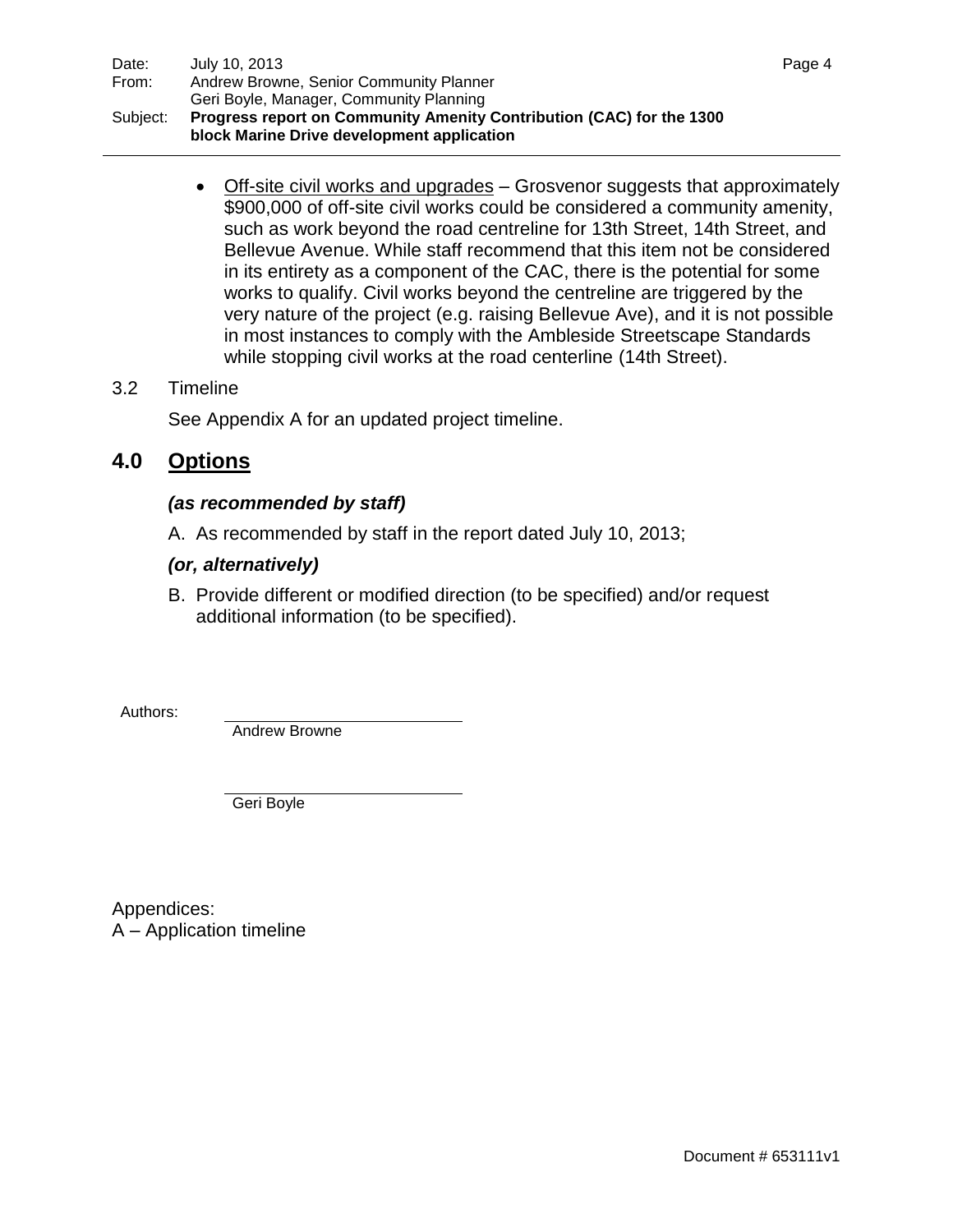- Off-site civil works and upgrades – Grosvenor suggests that approximately $900,000 of off-site civil works could be considered a community amenity, such as work beyond the road centreline for 13th Street, 14th Street, and Bellevue Avenue. While staff recommend that this item not be considered in its entirety as a component of the CAC, there is the potential for some works to qualify. Civil works beyond the centreline are triggered by the very nature of the project (e.g. raising Bellevue Ave), and it is not possible in most instances to comply with the Ambleside Streetscape Standards while stopping civil works at the road centerline (14th Street).

3.2 Timeline

See Appendix A for an updated project timeline.

## 4.0 Options

***(as recommended by staff)***

A. As recommended by staff in the report dated July 10, 2013;

***(or, alternatively)***

B. Provide different or modified direction (to be specified) and/or request additional information (to be specified).

Authors:

Andrew Browne

Geri Boyle

Appendices:
A – Application timeline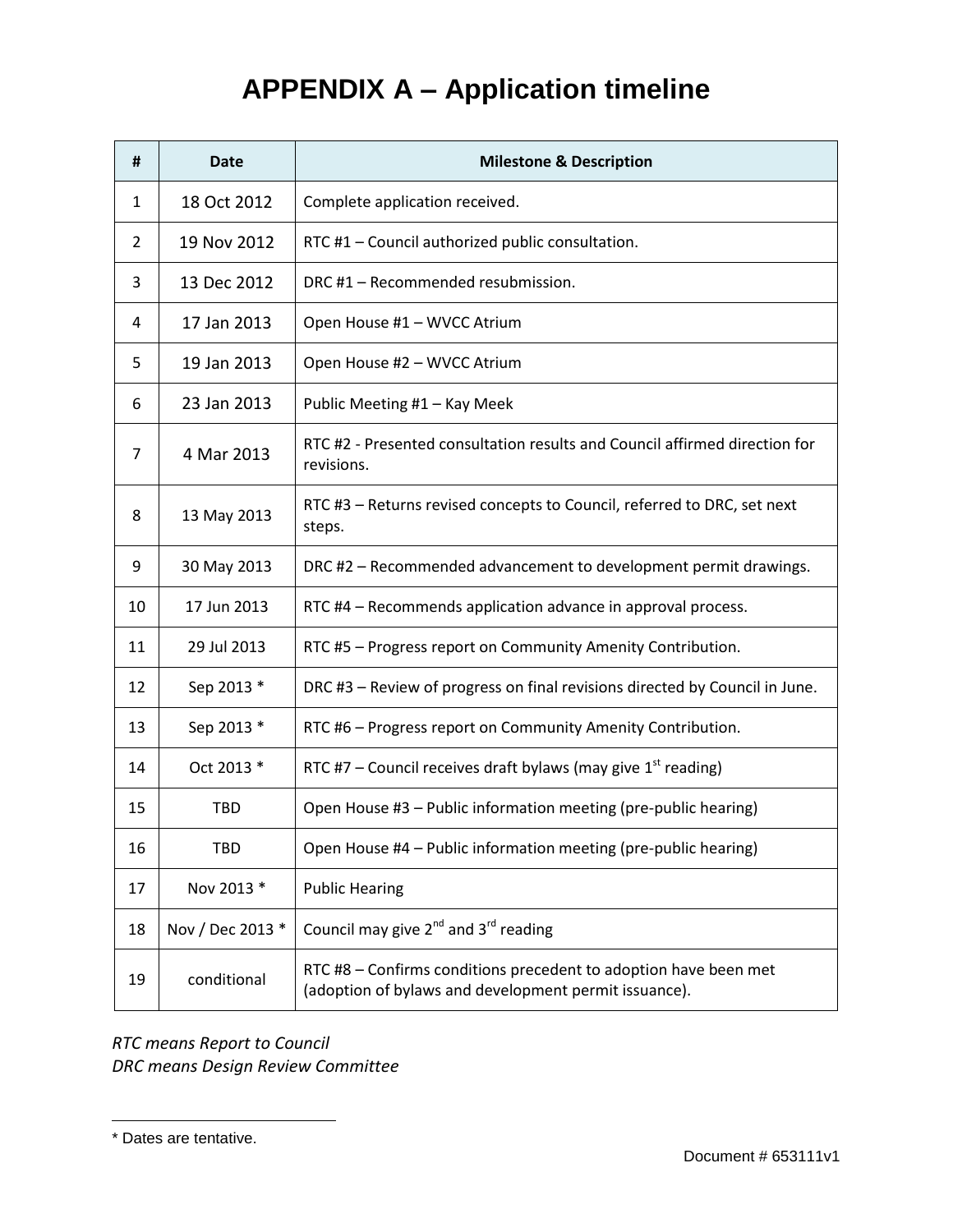# APPENDIX A – Application timeline

| # | Date | Milestone & Description |
|---|---|---|
| 1 | 18 Oct 2012 | Complete application received. |
| 2 | 19 Nov 2012 | RTC #1 – Council authorized public consultation. |
| 3 | 13 Dec 2012 | DRC #1 – Recommended resubmission. |
| 4 | 17 Jan 2013 | Open House #1 – WVCC Atrium |
| 5 | 19 Jan 2013 | Open House #2 – WVCC Atrium |
| 6 | 23 Jan 2013 | Public Meeting #1 – Kay Meek |
| 7 | 4 Mar 2013 | RTC #2 - Presented consultation results and Council affirmed direction for revisions. |
| 8 | 13 May 2013 | RTC #3 – Returns revised concepts to Council, referred to DRC, set next steps. |
| 9 | 30 May 2013 | DRC #2 – Recommended advancement to development permit drawings. |
| 10 | 17 Jun 2013 | RTC #4 – Recommends application advance in approval process. |
| 11 | 29 Jul 2013 | RTC #5 – Progress report on Community Amenity Contribution. |
| 12 | Sep 2013 * | DRC #3 – Review of progress on final revisions directed by Council in June. |
| 13 | Sep 2013 * | RTC #6 – Progress report on Community Amenity Contribution. |
| 14 | Oct 2013 * | RTC #7 – Council receives draft bylaws (may give 1st reading) |
| 15 | TBD | Open House #3 – Public information meeting (pre-public hearing) |
| 16 | TBD | Open House #4 – Public information meeting (pre-public hearing) |
| 17 | Nov 2013 * | Public Hearing |
| 18 | Nov / Dec 2013 * | Council may give 2nd and 3rd reading |
| 19 | conditional | RTC #8 – Confirms conditions precedent to adoption have been met (adoption of bylaws and development permit issuance). |

*RTC means Report to Council*
*DRC means Design Review Committee*

* Dates are tentative.

Document # 653111v1